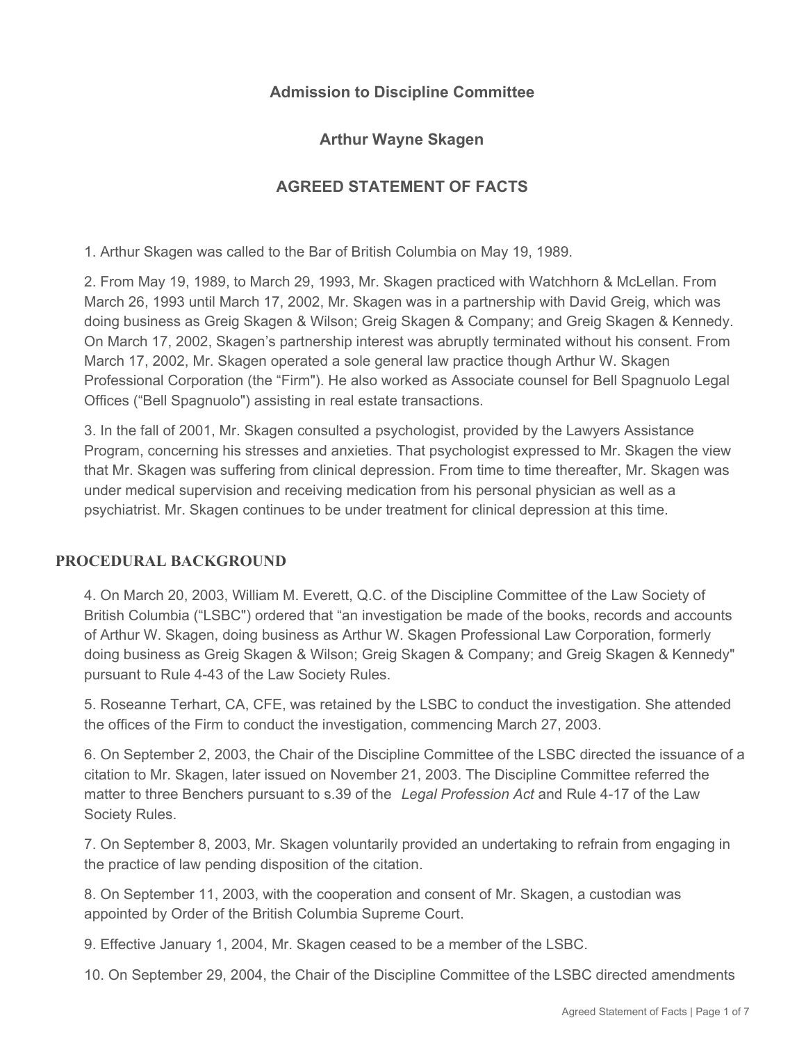**Admission to Discipline Committee**

**Arthur Wayne Skagen**

**AGREED STATEMENT OF FACTS**

1. Arthur Skagen was called to the Bar of British Columbia on May 19, 1989.

2. From May 19, 1989, to March 29, 1993, Mr. Skagen practiced with Watchhorn & McLellan. From March 26, 1993 until March 17, 2002, Mr. Skagen was in a partnership with David Greig, which was doing business as Greig Skagen & Wilson; Greig Skagen & Company; and Greig Skagen & Kennedy. On March 17, 2002, Skagen's partnership interest was abruptly terminated without his consent. From March 17, 2002, Mr. Skagen operated a sole general law practice though Arthur W. Skagen Professional Corporation (the "Firm"). He also worked as Associate counsel for Bell Spagnuolo Legal Offices ("Bell Spagnuolo") assisting in real estate transactions.

3. In the fall of 2001, Mr. Skagen consulted a psychologist, provided by the Lawyers Assistance Program, concerning his stresses and anxieties. That psychologist expressed to Mr. Skagen the view that Mr. Skagen was suffering from clinical depression. From time to time thereafter, Mr. Skagen was under medical supervision and receiving medication from his personal physician as well as a psychiatrist. Mr. Skagen continues to be under treatment for clinical depression at this time.

## PROCEDURAL BACKGROUND

4. On March 20, 2003, William M. Everett, Q.C. of the Discipline Committee of the Law Society of British Columbia ("LSBC") ordered that "an investigation be made of the books, records and accounts of Arthur W. Skagen, doing business as Arthur W. Skagen Professional Law Corporation, formerly doing business as Greig Skagen & Wilson; Greig Skagen & Company; and Greig Skagen & Kennedy" pursuant to Rule 4-43 of the Law Society Rules.

5. Roseanne Terhart, CA, CFE, was retained by the LSBC to conduct the investigation. She attended the offices of the Firm to conduct the investigation, commencing March 27, 2003.

6. On September 2, 2003, the Chair of the Discipline Committee of the LSBC directed the issuance of a citation to Mr. Skagen, later issued on November 21, 2003. The Discipline Committee referred the matter to three Benchers pursuant to s.39 of the *Legal Profession Act* and Rule 4-17 of the Law Society Rules.

7. On September 8, 2003, Mr. Skagen voluntarily provided an undertaking to refrain from engaging in the practice of law pending disposition of the citation.

8. On September 11, 2003, with the cooperation and consent of Mr. Skagen, a custodian was appointed by Order of the British Columbia Supreme Court.

9. Effective January 1, 2004, Mr. Skagen ceased to be a member of the LSBC.

10. On September 29, 2004, the Chair of the Discipline Committee of the LSBC directed amendments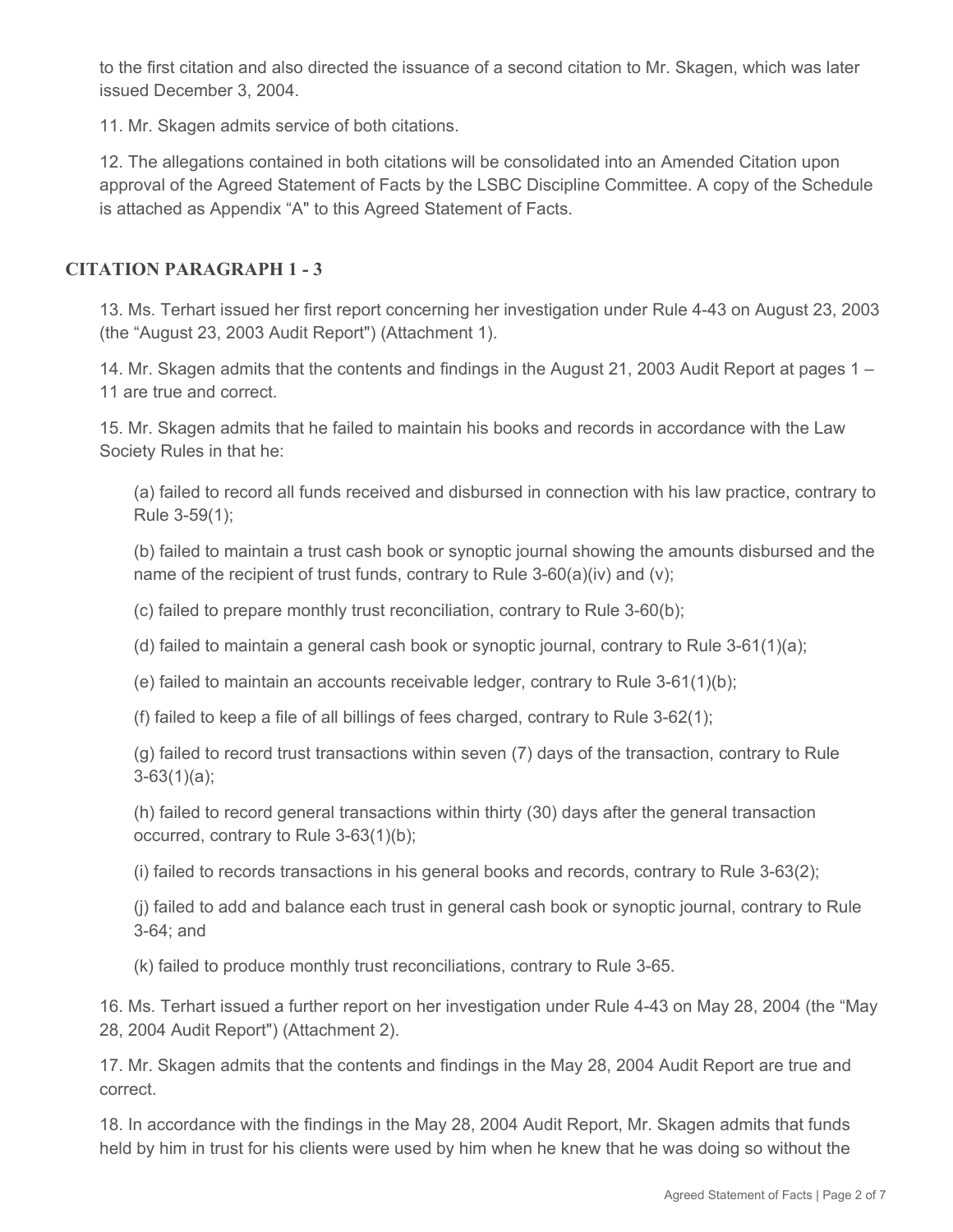to the first citation and also directed the issuance of a second citation to Mr. Skagen, which was later issued December 3, 2004.

11. Mr. Skagen admits service of both citations.

12. The allegations contained in both citations will be consolidated into an Amended Citation upon approval of the Agreed Statement of Facts by the LSBC Discipline Committee. A copy of the Schedule is attached as Appendix "A" to this Agreed Statement of Facts.

## CITATION PARAGRAPH 1 - 3

13. Ms. Terhart issued her first report concerning her investigation under Rule 4-43 on August 23, 2003 (the "August 23, 2003 Audit Report") (Attachment 1).

14. Mr. Skagen admits that the contents and findings in the August 21, 2003 Audit Report at pages 1 – 11 are true and correct.

15. Mr. Skagen admits that he failed to maintain his books and records in accordance with the Law Society Rules in that he:

(a) failed to record all funds received and disbursed in connection with his law practice, contrary to Rule 3-59(1);

(b) failed to maintain a trust cash book or synoptic journal showing the amounts disbursed and the name of the recipient of trust funds, contrary to Rule 3-60(a)(iv) and (v);

(c) failed to prepare monthly trust reconciliation, contrary to Rule 3-60(b);

(d) failed to maintain a general cash book or synoptic journal, contrary to Rule 3-61(1)(a);

(e) failed to maintain an accounts receivable ledger, contrary to Rule 3-61(1)(b);

(f) failed to keep a file of all billings of fees charged, contrary to Rule 3-62(1);

(g) failed to record trust transactions within seven (7) days of the transaction, contrary to Rule 3-63(1)(a);

(h) failed to record general transactions within thirty (30) days after the general transaction occurred, contrary to Rule 3-63(1)(b);

(i) failed to records transactions in his general books and records, contrary to Rule 3-63(2);

(j) failed to add and balance each trust in general cash book or synoptic journal, contrary to Rule 3-64; and

(k) failed to produce monthly trust reconciliations, contrary to Rule 3-65.

16. Ms. Terhart issued a further report on her investigation under Rule 4-43 on May 28, 2004 (the "May 28, 2004 Audit Report") (Attachment 2).

17. Mr. Skagen admits that the contents and findings in the May 28, 2004 Audit Report are true and correct.

18. In accordance with the findings in the May 28, 2004 Audit Report, Mr. Skagen admits that funds held by him in trust for his clients were used by him when he knew that he was doing so without the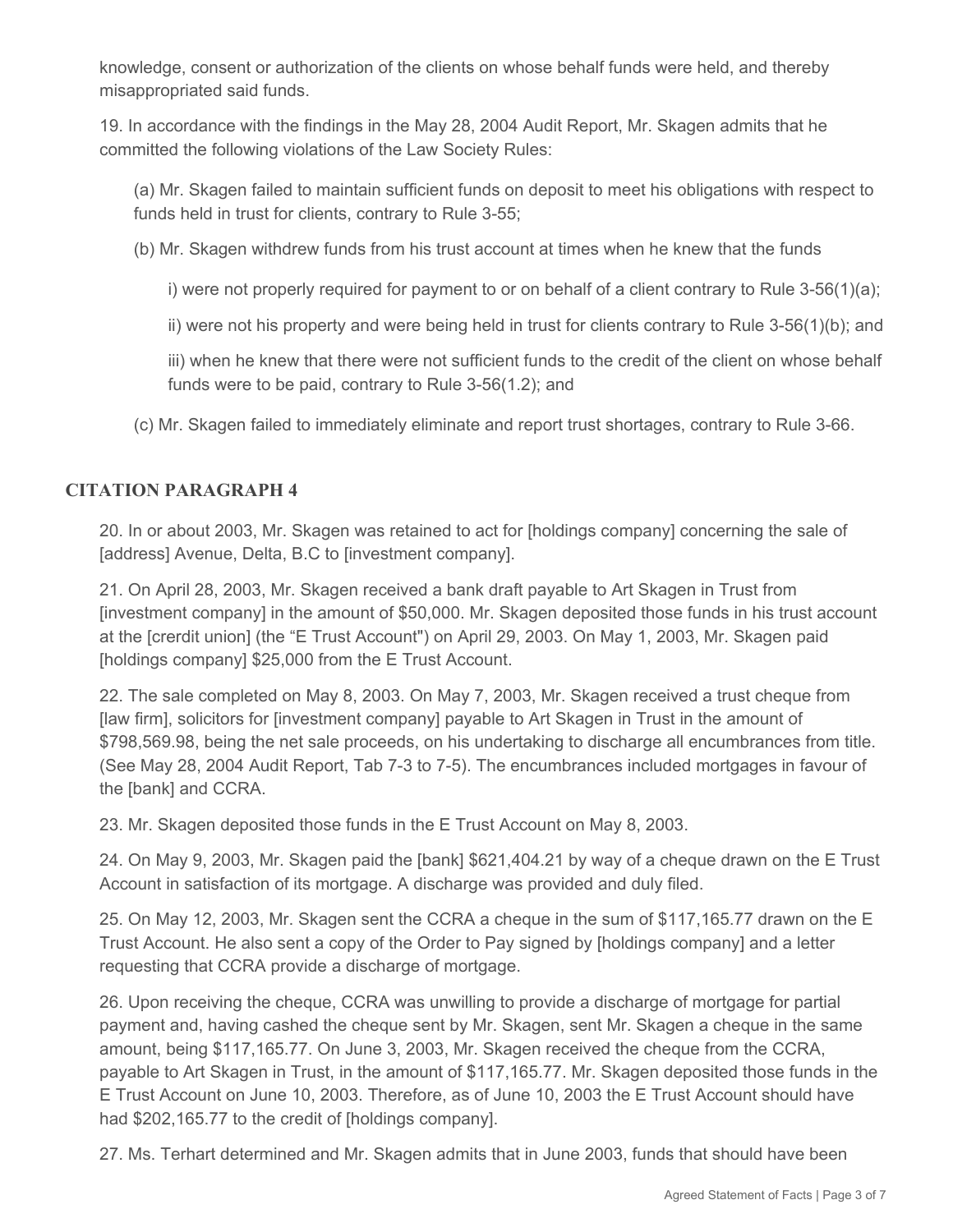knowledge, consent or authorization of the clients on whose behalf funds were held, and thereby misappropriated said funds.

19. In accordance with the findings in the May 28, 2004 Audit Report, Mr. Skagen admits that he committed the following violations of the Law Society Rules:

(a) Mr. Skagen failed to maintain sufficient funds on deposit to meet his obligations with respect to funds held in trust for clients, contrary to Rule 3-55;

(b) Mr. Skagen withdrew funds from his trust account at times when he knew that the funds

i) were not properly required for payment to or on behalf of a client contrary to Rule 3-56(1)(a);

ii) were not his property and were being held in trust for clients contrary to Rule 3-56(1)(b); and

iii) when he knew that there were not sufficient funds to the credit of the client on whose behalf funds were to be paid, contrary to Rule 3-56(1.2); and

(c) Mr. Skagen failed to immediately eliminate and report trust shortages, contrary to Rule 3-66.

## CITATION PARAGRAPH 4

20. In or about 2003, Mr. Skagen was retained to act for [holdings company] concerning the sale of [address] Avenue, Delta, B.C to [investment company].

21. On April 28, 2003, Mr. Skagen received a bank draft payable to Art Skagen in Trust from [investment company] in the amount of $50,000. Mr. Skagen deposited those funds in his trust account at the [crerdit union] (the "E Trust Account") on April 29, 2003. On May 1, 2003, Mr. Skagen paid [holdings company] $25,000 from the E Trust Account.

22. The sale completed on May 8, 2003. On May 7, 2003, Mr. Skagen received a trust cheque from [law firm], solicitors for [investment company] payable to Art Skagen in Trust in the amount of $798,569.98, being the net sale proceeds, on his undertaking to discharge all encumbrances from title. (See May 28, 2004 Audit Report, Tab 7-3 to 7-5). The encumbrances included mortgages in favour of the [bank] and CCRA.

23. Mr. Skagen deposited those funds in the E Trust Account on May 8, 2003.

24. On May 9, 2003, Mr. Skagen paid the [bank] $621,404.21 by way of a cheque drawn on the E Trust Account in satisfaction of its mortgage. A discharge was provided and duly filed.

25. On May 12, 2003, Mr. Skagen sent the CCRA a cheque in the sum of $117,165.77 drawn on the E Trust Account. He also sent a copy of the Order to Pay signed by [holdings company] and a letter requesting that CCRA provide a discharge of mortgage.

26. Upon receiving the cheque, CCRA was unwilling to provide a discharge of mortgage for partial payment and, having cashed the cheque sent by Mr. Skagen, sent Mr. Skagen a cheque in the same amount, being $117,165.77. On June 3, 2003, Mr. Skagen received the cheque from the CCRA, payable to Art Skagen in Trust, in the amount of $117,165.77. Mr. Skagen deposited those funds in the E Trust Account on June 10, 2003. Therefore, as of June 10, 2003 the E Trust Account should have had $202,165.77 to the credit of [holdings company].

27. Ms. Terhart determined and Mr. Skagen admits that in June 2003, funds that should have been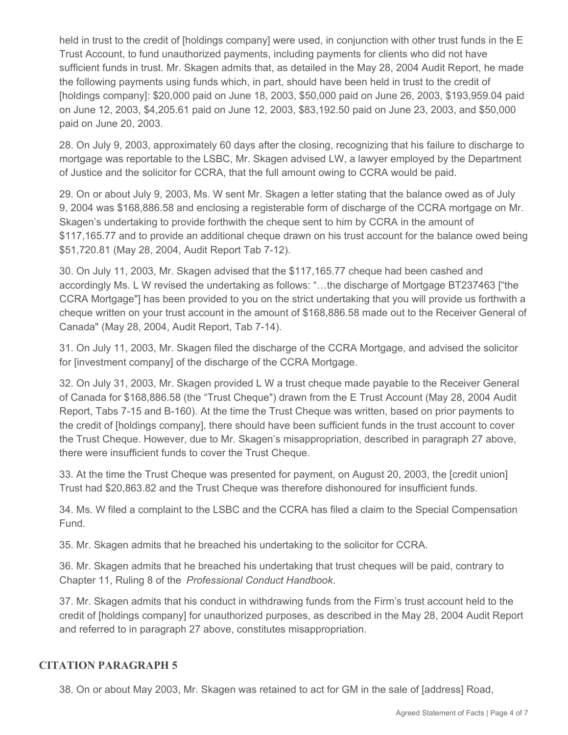held in trust to the credit of [holdings company] were used, in conjunction with other trust funds in the E Trust Account, to fund unauthorized payments, including payments for clients who did not have sufficient funds in trust. Mr. Skagen admits that, as detailed in the May 28, 2004 Audit Report, he made the following payments using funds which, in part, should have been held in trust to the credit of [holdings company]: $20,000 paid on June 18, 2003, $50,000 paid on June 26, 2003, $193,959.04 paid on June 12, 2003, $4,205.61 paid on June 12, 2003, $83,192.50 paid on June 23, 2003, and $50,000 paid on June 20, 2003.

28. On July 9, 2003, approximately 60 days after the closing, recognizing that his failure to discharge to mortgage was reportable to the LSBC, Mr. Skagen advised LW, a lawyer employed by the Department of Justice and the solicitor for CCRA, that the full amount owing to CCRA would be paid.

29. On or about July 9, 2003, Ms. W sent Mr. Skagen a letter stating that the balance owed as of July 9, 2004 was $168,886.58 and enclosing a registerable form of discharge of the CCRA mortgage on Mr. Skagen's undertaking to provide forthwith the cheque sent to him by CCRA in the amount of $117,165.77 and to provide an additional cheque drawn on his trust account for the balance owed being $51,720.81 (May 28, 2004, Audit Report Tab 7-12).

30. On July 11, 2003, Mr. Skagen advised that the $117,165.77 cheque had been cashed and accordingly Ms. L W revised the undertaking as follows: "…the discharge of Mortgage BT237463 ["the CCRA Mortgage"] has been provided to you on the strict undertaking that you will provide us forthwith a cheque written on your trust account in the amount of $168,886.58 made out to the Receiver General of Canada" (May 28, 2004, Audit Report, Tab 7-14).

31. On July 11, 2003, Mr. Skagen filed the discharge of the CCRA Mortgage, and advised the solicitor for [investment company] of the discharge of the CCRA Mortgage.

32. On July 31, 2003, Mr. Skagen provided L W a trust cheque made payable to the Receiver General of Canada for $168,886.58 (the "Trust Cheque") drawn from the E Trust Account (May 28, 2004 Audit Report, Tabs 7-15 and B-160). At the time the Trust Cheque was written, based on prior payments to the credit of [holdings company], there should have been sufficient funds in the trust account to cover the Trust Cheque. However, due to Mr. Skagen's misappropriation, described in paragraph 27 above, there were insufficient funds to cover the Trust Cheque.

33. At the time the Trust Cheque was presented for payment, on August 20, 2003, the [credit union] Trust had $20,863.82 and the Trust Cheque was therefore dishonoured for insufficient funds.

34. Ms. W filed a complaint to the LSBC and the CCRA has filed a claim to the Special Compensation Fund.

35. Mr. Skagen admits that he breached his undertaking to the solicitor for CCRA.

36. Mr. Skagen admits that he breached his undertaking that trust cheques will be paid, contrary to Chapter 11, Ruling 8 of the *Professional Conduct Handbook*.

37. Mr. Skagen admits that his conduct in withdrawing funds from the Firm's trust account held to the credit of [holdings company] for unauthorized purposes, as described in the May 28, 2004 Audit Report and referred to in paragraph 27 above, constitutes misappropriation.

## CITATION PARAGRAPH 5

38. On or about May 2003, Mr. Skagen was retained to act for GM in the sale of [address] Road,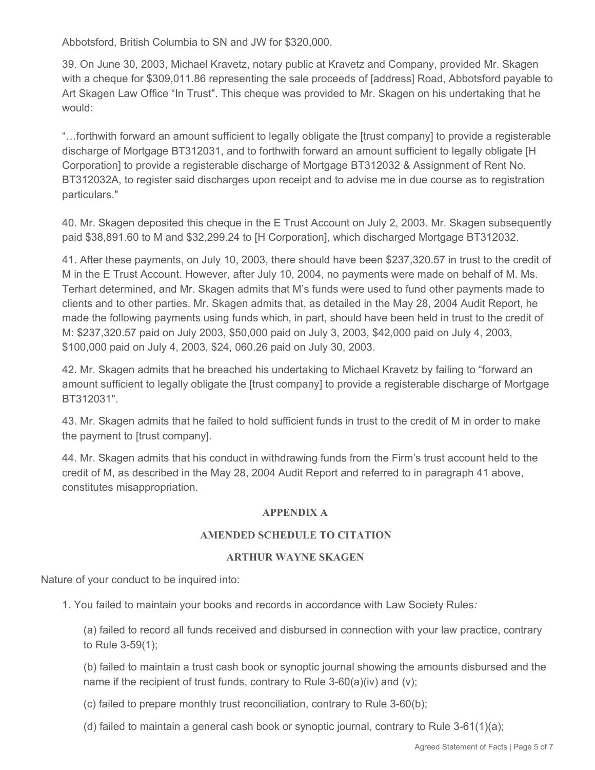Abbotsford, British Columbia to SN and JW for $320,000.

39. On June 30, 2003, Michael Kravetz, notary public at Kravetz and Company, provided Mr. Skagen with a cheque for $309,011.86 representing the sale proceeds of [address] Road, Abbotsford payable to Art Skagen Law Office "In Trust". This cheque was provided to Mr. Skagen on his undertaking that he would:

"…forthwith forward an amount sufficient to legally obligate the [trust company] to provide a registerable discharge of Mortgage BT312031, and to forthwith forward an amount sufficient to legally obligate [H Corporation] to provide a registerable discharge of Mortgage BT312032 & Assignment of Rent No. BT312032A, to register said discharges upon receipt and to advise me in due course as to registration particulars."

40. Mr. Skagen deposited this cheque in the E Trust Account on July 2, 2003. Mr. Skagen subsequently paid $38,891.60 to M and $32,299.24 to [H Corporation], which discharged Mortgage BT312032.

41. After these payments, on July 10, 2003, there should have been $237,320.57 in trust to the credit of M in the E Trust Account. However, after July 10, 2004, no payments were made on behalf of M. Ms. Terhart determined, and Mr. Skagen admits that M's funds were used to fund other payments made to clients and to other parties. Mr. Skagen admits that, as detailed in the May 28, 2004 Audit Report, he made the following payments using funds which, in part, should have been held in trust to the credit of M: $237,320.57 paid on July 2003, $50,000 paid on July 3, 2003, $42,000 paid on July 4, 2003, $100,000 paid on July 4, 2003, $24, 060.26 paid on July 30, 2003.

42. Mr. Skagen admits that he breached his undertaking to Michael Kravetz by failing to "forward an amount sufficient to legally obligate the [trust company] to provide a registerable discharge of Mortgage BT312031".

43. Mr. Skagen admits that he failed to hold sufficient funds in trust to the credit of M in order to make the payment to [trust company].

44. Mr. Skagen admits that his conduct in withdrawing funds from the Firm's trust account held to the credit of M, as described in the May 28, 2004 Audit Report and referred to in paragraph 41 above, constitutes misappropriation.

**APPENDIX A**

**AMENDED SCHEDULE TO CITATION**

**ARTHUR WAYNE SKAGEN**

Nature of your conduct to be inquired into:

1. You failed to maintain your books and records in accordance with Law Society Rules*:*

   (a) failed to record all funds received and disbursed in connection with your law practice, contrary to Rule 3-59(1);

   (b) failed to maintain a trust cash book or synoptic journal showing the amounts disbursed and the name if the recipient of trust funds, contrary to Rule 3-60(a)(iv) and (v);

   (c) failed to prepare monthly trust reconciliation, contrary to Rule 3-60(b);

   (d) failed to maintain a general cash book or synoptic journal, contrary to Rule 3-61(1)(a);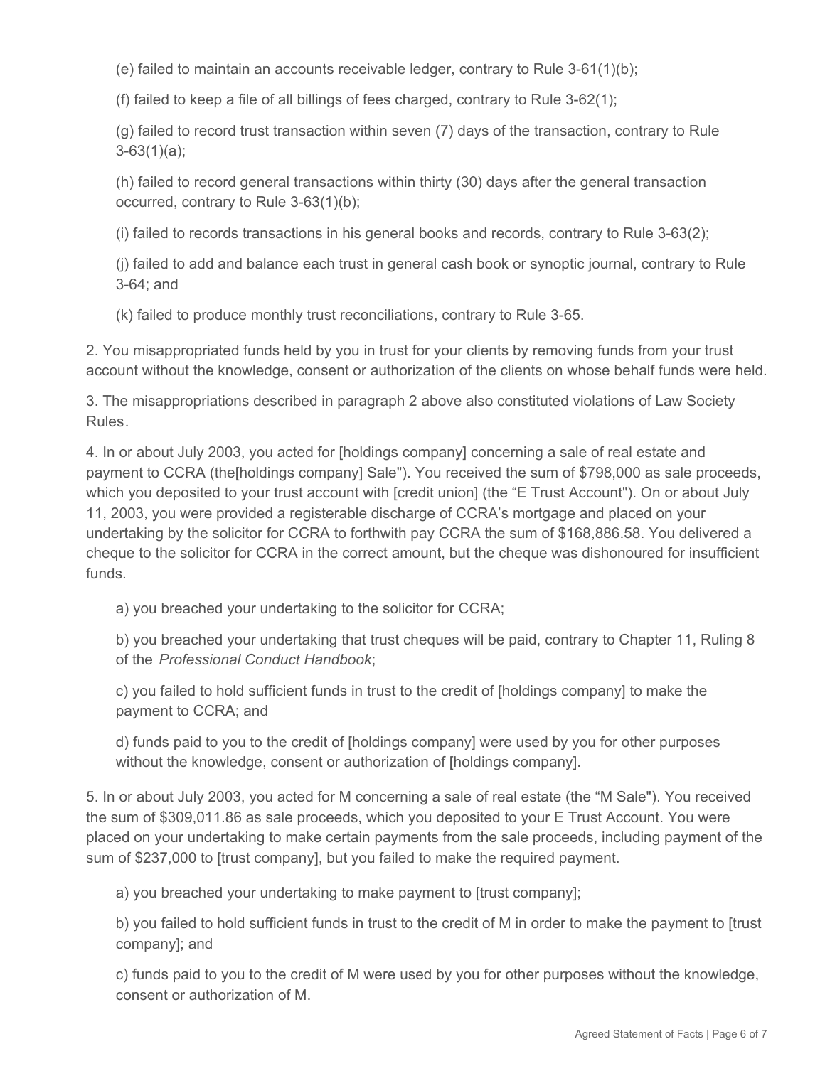(e) failed to maintain an accounts receivable ledger, contrary to Rule 3-61(1)(b);

(f) failed to keep a file of all billings of fees charged, contrary to Rule 3-62(1);

(g) failed to record trust transaction within seven (7) days of the transaction, contrary to Rule 3-63(1)(a);

(h) failed to record general transactions within thirty (30) days after the general transaction occurred, contrary to Rule 3-63(1)(b);

(i) failed to records transactions in his general books and records, contrary to Rule 3-63(2);

(j) failed to add and balance each trust in general cash book or synoptic journal, contrary to Rule 3-64; and

(k) failed to produce monthly trust reconciliations, contrary to Rule 3-65.

2. You misappropriated funds held by you in trust for your clients by removing funds from your trust account without the knowledge, consent or authorization of the clients on whose behalf funds were held.

3. The misappropriations described in paragraph 2 above also constituted violations of Law Society Rules.

4. In or about July 2003, you acted for [holdings company] concerning a sale of real estate and payment to CCRA (the[holdings company] Sale"). You received the sum of $798,000 as sale proceeds, which you deposited to your trust account with [credit union] (the "E Trust Account"). On or about July 11, 2003, you were provided a registerable discharge of CCRA's mortgage and placed on your undertaking by the solicitor for CCRA to forthwith pay CCRA the sum of $168,886.58. You delivered a cheque to the solicitor for CCRA in the correct amount, but the cheque was dishonoured for insufficient funds.

a) you breached your undertaking to the solicitor for CCRA;

b) you breached your undertaking that trust cheques will be paid, contrary to Chapter 11, Ruling 8 of the *Professional Conduct Handbook*;

c) you failed to hold sufficient funds in trust to the credit of [holdings company] to make the payment to CCRA; and

d) funds paid to you to the credit of [holdings company] were used by you for other purposes without the knowledge, consent or authorization of [holdings company].

5. In or about July 2003, you acted for M concerning a sale of real estate (the "M Sale"). You received the sum of $309,011.86 as sale proceeds, which you deposited to your E Trust Account. You were placed on your undertaking to make certain payments from the sale proceeds, including payment of the sum of $237,000 to [trust company], but you failed to make the required payment.

a) you breached your undertaking to make payment to [trust company];

b) you failed to hold sufficient funds in trust to the credit of M in order to make the payment to [trust company]; and

c) funds paid to you to the credit of M were used by you for other purposes without the knowledge, consent or authorization of M.